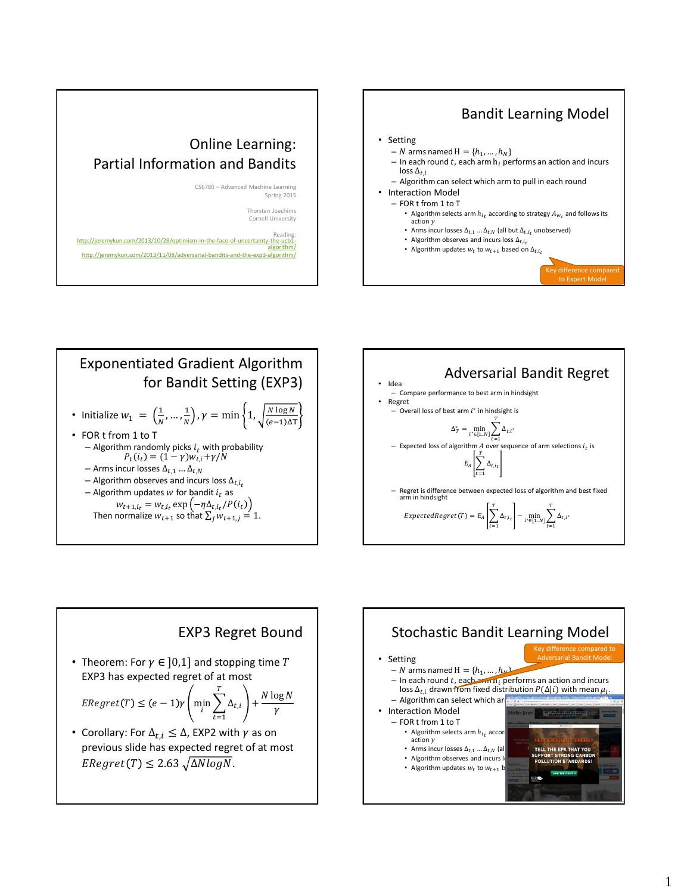# Online Learning: Partial Information and Bandits

CS6780 – Advanced Machine Learning
Spring 2015

Thorsten Joachims
Cornell University

Reading:
http://jeremykun.com/2013/10/28/optimism-in-the-face-of-uncertainty-the-ucb1-algorithm/
http://jeremykun.com/2013/11/08/adversarial-bandits-and-the-exp3-algorithm/

## Bandit Learning Model

- Setting
  - $N$ arms named $H = \{h_1, \ldots, h_N\}$
  - In each round $t$, each arm $h_i$ performs an action and incurs loss $\Delta_{t,i}$
  - Algorithm can select which arm to pull in each round
- Interaction Model
  - FOR t from 1 to T
    - Algorithm selects arm $h_{i_t}$ according to strategy $A_{w_t}$ and follows its action $y$
    - Arms incur losses $\Delta_{t,1} \ldots \Delta_{t,N}$ (all but $\Delta_{t,i_t}$ unobserved)
    - Algorithm observes and incurs loss $\Delta_{t,i_t}$
    - Algorithm updates $w_t$ to $w_{t+1}$ based on $\Delta_{t,i_t}$

Key difference compared to Expert Model

## Exponentiated Gradient Algorithm for Bandit Setting (EXP3)

- Initialize $w_1 = \left(\frac{1}{N}, \ldots, \frac{1}{N}\right), \gamma = \min\left\{1, \sqrt{\frac{N \log N}{(e-1)\Delta T}}\right\}$
- FOR t from 1 to T
  - Algorithm randomly picks $i_t$ with probability $P_t(i_t) = (1-\gamma) w_{t,i} + \gamma / N$
  - Arms incur losses $\Delta_{t,1} \ldots \Delta_{t,N}$
  - Algorithm observes and incurs loss $\Delta_{t,i_t}$
  - Algorithm updates $w$ for bandit $i_t$ as $w_{t+1,i_t} = w_{t,i_t} \exp\left(-\eta \Delta_{t,i_t} / P(i_t)\right)$
  
    Then normalize $w_{t+1}$ so that $\sum_j w_{t+1,j} = 1$.

## Adversarial Bandit Regret

- Idea
  - Compare performance to best arm in hindsight
- Regret
  - Overall loss of best arm $i^*$ in hindsight is

$$\Delta_T^* = \min_{i^* \in [1..N]} \sum_{t=1}^{T} \Delta_{t,i^*}$$

  - Expected loss of algorithm $A$ over sequence of arm selections $i_t$ is

$$E_A\left[\sum_{t=1}^{T} \Delta_{t,i_t}\right]$$

  - Regret is difference between expected loss of algorithm and best fixed arm in hindsight

$$ExpectedRegret(T) = E_A\left[\sum_{t=1}^{T} \Delta_{t,i_t}\right] - \min_{i^* \in [1..N]} \sum_{t=1}^{T} \Delta_{t,i^*}$$

## EXP3 Regret Bound

- Theorem: For $\gamma \in ]0,1]$ and stopping time $T$ EXP3 has expected regret of at most

$$ERegret(T) \le (e-1)\gamma \left(\min_i \sum_{t=1}^{T} \Delta_{t,i}\right) + \frac{N \log N}{\gamma}$$

- Corollary: For $\Delta_{t,i} \le \Delta$, EXP2 with $\gamma$ as on previous slide has expected regret of at most $ERegret(T) \le 2.63 \sqrt{\Delta N log N}$.

## Stochastic Bandit Learning Model

Key difference compared to Adversarial Bandit Model

- Setting
  - $N$ arms named $H = \{h_1, \ldots, h_N\}$
  - In each round $t$, each arm $h_i$ performs an action and incurs loss $\Delta_{t,i}$ drawn from fixed distribution $P(\Delta|i)$ with mean $\mu_i$.
  - Algorithm can select which ar
- Interaction Model
  - FOR t from 1 to T
    - Algorithm selects arm $h_{i_t}$ accor action $y$
    - Arms incur losses $\Delta_{t,1} \ldots \Delta_{t,N}$ (al
    - Algorithm observes and incurs l
    - Algorithm updates $w_t$ to $w_{t+1}$ b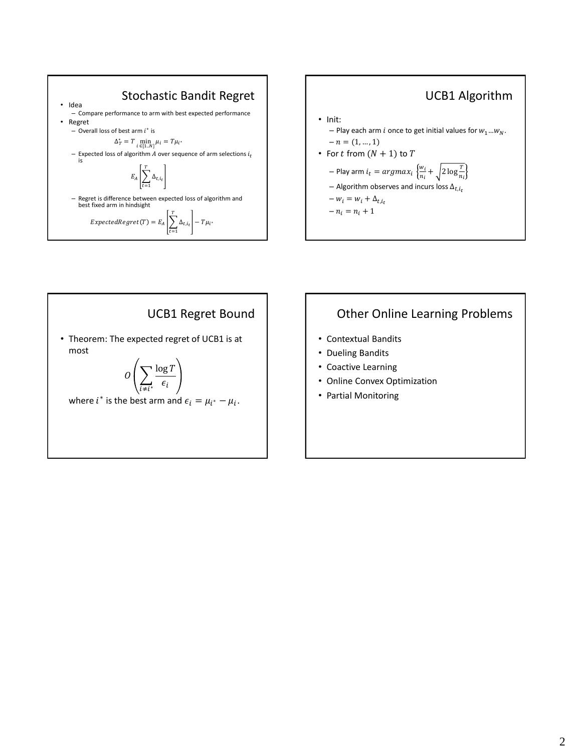## Stochastic Bandit Regret

- Idea
  - Compare performance to arm with best expected performance
- Regret
  - Overall loss of best arm $i^*$ is

$$\Delta_T^* = T \min_{i \in [1..N]} \mu_i = T\mu_{i^*}$$

  - Expected loss of algorithm $A$ over sequence of arm selections $i_t$ is

$$E_A\left[\sum_{t=1}^{T} \Delta_{t,i_t}\right]$$

  - Regret is difference between expected loss of algorithm and best fixed arm in hindsight

$$ExpectedRegret(T) = E_A\left[\sum_{t=1}^{T} \Delta_{t,i_t}\right] - T\mu_{i^*}$$

## UCB1 Algorithm

- Init:
  - Play each arm $i$ once to get initial values for $w_1 \ldots w_N$.
  - $n = (1, \ldots, 1)$
- For $t$ from $(N+1)$ to $T$
  - Play arm $i_t = argmax_i \left\{\frac{w_i}{n_i} + \sqrt{2\log\frac{T}{n_i}}\right\}$
  - Algorithm observes and incurs loss $\Delta_{t,i_t}$
  - $w_i = w_i + \Delta_{t,i_t}$
  - $n_i = n_i + 1$

## UCB1 Regret Bound

- Theorem: The expected regret of UCB1 is at most

$$O\left(\sum_{i \neq i^*} \frac{\log T}{\epsilon_i}\right)$$

where $i^*$ is the best arm and $\epsilon_i = \mu_{i^*} - \mu_i$.

## Other Online Learning Problems

- Contextual Bandits
- Dueling Bandits
- Coactive Learning
- Online Convex Optimization
- Partial Monitoring